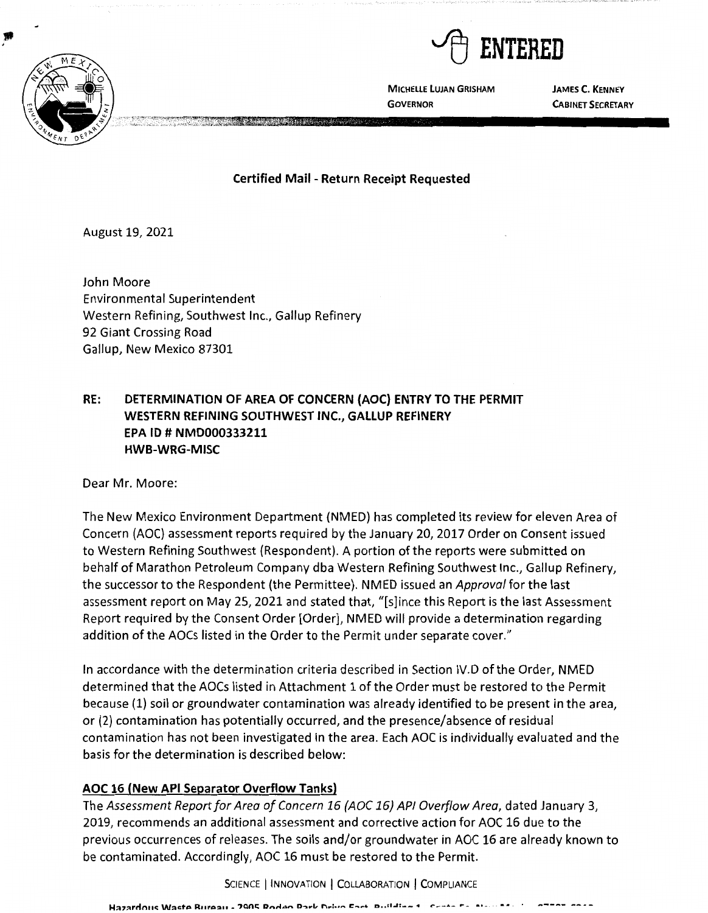ENTERED

MICHELLE LUJAN GRISHAM
GOVERNOR

JAMES C. KENNEY
CABINET SECRETARY

**Certified Mail - Return Receipt Requested**

August 19, 2021

John Moore
Environmental Superintendent
Western Refining, Southwest Inc., Gallup Refinery
92 Giant Crossing Road
Gallup, New Mexico 87301

**RE: DETERMINATION OF AREA OF CONCERN (AOC) ENTRY TO THE PERMIT
WESTERN REFINING SOUTHWEST INC., GALLUP REFINERY
EPA ID # NMD000333211
HWB-WRG-MISC**

Dear Mr. Moore:

The New Mexico Environment Department (NMED) has completed its review for eleven Area of Concern (AOC) assessment reports required by the January 20, 2017 Order on Consent issued to Western Refining Southwest (Respondent). A portion of the reports were submitted on behalf of Marathon Petroleum Company dba Western Refining Southwest Inc., Gallup Refinery, the successor to the Respondent (the Permittee). NMED issued an *Approval* for the last assessment report on May 25, 2021 and stated that, "[s]ince this Report is the last Assessment Report required by the Consent Order [Order], NMED will provide a determination regarding addition of the AOCs listed in the Order to the Permit under separate cover."

In accordance with the determination criteria described in Section IV.D of the Order, NMED determined that the AOCs listed in Attachment 1 of the Order must be restored to the Permit because (1) soil or groundwater contamination was already identified to be present in the area, or (2) contamination has potentially occurred, and the presence/absence of residual contamination has not been investigated in the area. Each AOC is individually evaluated and the basis for the determination is described below:

**AOC 16 (New API Separator Overflow Tanks)**

The *Assessment Report for Area of Concern 16 (AOC 16) API Overflow Area*, dated January 3, 2019, recommends an additional assessment and corrective action for AOC 16 due to the previous occurrences of releases. The soils and/or groundwater in AOC 16 are already known to be contaminated. Accordingly, AOC 16 must be restored to the Permit.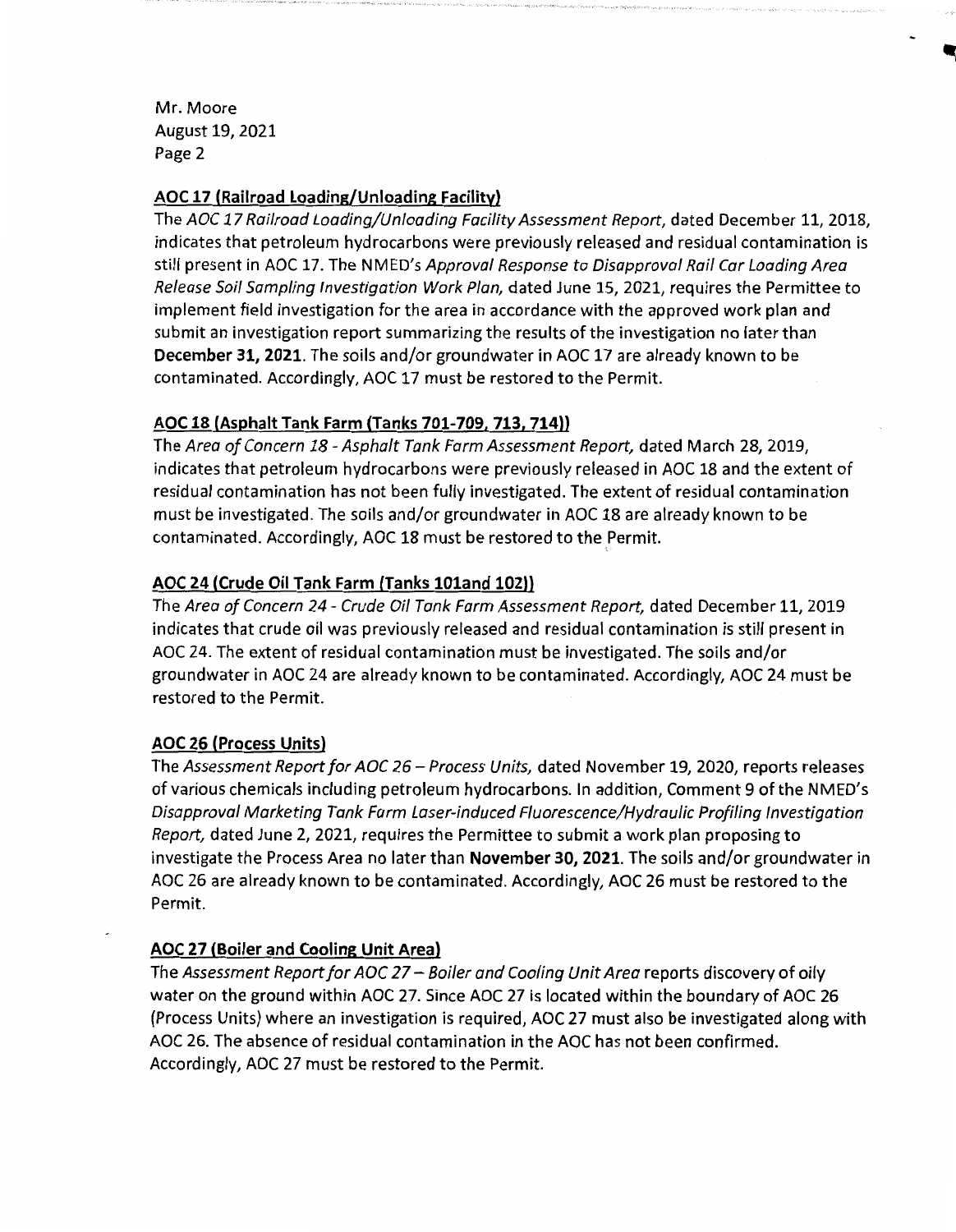**AOC 17 (Railroad Loading/Unloading Facility)**

The *AOC 17 Railroad Loading/Unloading Facility Assessment Report*, dated December 11, 2018, indicates that petroleum hydrocarbons were previously released and residual contamination is still present in AOC 17. The NMED's *Approval Response to Disapproval Rail Car Loading Area Release Soil Sampling Investigation Work Plan*, dated June 15, 2021, requires the Permittee to implement field investigation for the area in accordance with the approved work plan and submit an investigation report summarizing the results of the investigation no later than **December 31, 2021**. The soils and/or groundwater in AOC 17 are already known to be contaminated. Accordingly, AOC 17 must be restored to the Permit.

**AOC 18 (Asphalt Tank Farm (Tanks 701-709, 713, 714))**

The *Area of Concern 18 - Asphalt Tank Farm Assessment Report*, dated March 28, 2019, indicates that petroleum hydrocarbons were previously released in AOC 18 and the extent of residual contamination has not been fully investigated. The extent of residual contamination must be investigated. The soils and/or groundwater in AOC 18 are already known to be contaminated. Accordingly, AOC 18 must be restored to the Permit.

**AOC 24 (Crude Oil Tank Farm (Tanks 101and 102))**

The *Area of Concern 24 - Crude Oil Tank Farm Assessment Report*, dated December 11, 2019 indicates that crude oil was previously released and residual contamination is still present in AOC 24. The extent of residual contamination must be investigated. The soils and/or groundwater in AOC 24 are already known to be contaminated. Accordingly, AOC 24 must be restored to the Permit.

**AOC 26 (Process Units)**

The *Assessment Report for AOC 26 – Process Units*, dated November 19, 2020, reports releases of various chemicals including petroleum hydrocarbons. In addition, Comment 9 of the NMED's *Disapproval Marketing Tank Farm Laser-induced Fluorescence/Hydraulic Profiling Investigation Report*, dated June 2, 2021, requires the Permittee to submit a work plan proposing to investigate the Process Area no later than **November 30, 2021**. The soils and/or groundwater in AOC 26 are already known to be contaminated. Accordingly, AOC 26 must be restored to the Permit.

**AOC 27 (Boiler and Cooling Unit Area)**

The *Assessment Report for AOC 27 – Boiler and Cooling Unit Area* reports discovery of oily water on the ground within AOC 27. Since AOC 27 is located within the boundary of AOC 26 (Process Units) where an investigation is required, AOC 27 must also be investigated along with AOC 26. The absence of residual contamination in the AOC has not been confirmed. Accordingly, AOC 27 must be restored to the Permit.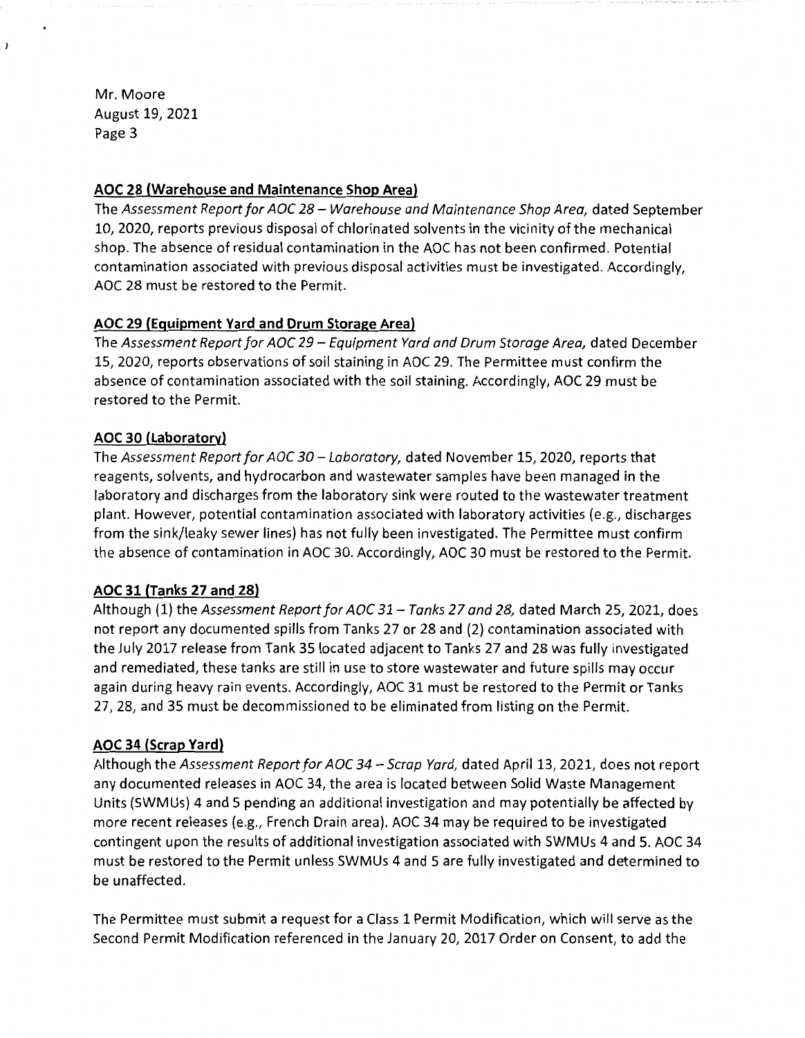Mr. Moore
August 19, 2021
Page 3

**AOC 28 (Warehouse and Maintenance Shop Area)**

The *Assessment Report for AOC 28 – Warehouse and Maintenance Shop Area,* dated September 10, 2020, reports previous disposal of chlorinated solvents in the vicinity of the mechanical shop. The absence of residual contamination in the AOC has not been confirmed. Potential contamination associated with previous disposal activities must be investigated. Accordingly, AOC 28 must be restored to the Permit.

**AOC 29 (Equipment Yard and Drum Storage Area)**

The *Assessment Report for AOC 29 – Equipment Yard and Drum Storage Area,* dated December 15, 2020, reports observations of soil staining in AOC 29. The Permittee must confirm the absence of contamination associated with the soil staining. Accordingly, AOC 29 must be restored to the Permit.

**AOC 30 (Laboratory)**

The *Assessment Report for AOC 30 – Laboratory,* dated November 15, 2020, reports that reagents, solvents, and hydrocarbon and wastewater samples have been managed in the laboratory and discharges from the laboratory sink were routed to the wastewater treatment plant. However, potential contamination associated with laboratory activities (e.g., discharges from the sink/leaky sewer lines) has not fully been investigated. The Permittee must confirm the absence of contamination in AOC 30. Accordingly, AOC 30 must be restored to the Permit.

**AOC 31 (Tanks 27 and 28)**

Although (1) the *Assessment Report for AOC 31 – Tanks 27 and 28,* dated March 25, 2021, does not report any documented spills from Tanks 27 or 28 and (2) contamination associated with the July 2017 release from Tank 35 located adjacent to Tanks 27 and 28 was fully investigated and remediated, these tanks are still in use to store wastewater and future spills may occur again during heavy rain events. Accordingly, AOC 31 must be restored to the Permit or Tanks 27, 28, and 35 must be decommissioned to be eliminated from listing on the Permit.

**AOC 34 (Scrap Yard)**

Although the *Assessment Report for AOC 34 – Scrap Yard,* dated April 13, 2021, does not report any documented releases in AOC 34, the area is located between Solid Waste Management Units (SWMUs) 4 and 5 pending an additional investigation and may potentially be affected by more recent releases (e.g., French Drain area). AOC 34 may be required to be investigated contingent upon the results of additional investigation associated with SWMUs 4 and 5. AOC 34 must be restored to the Permit unless SWMUs 4 and 5 are fully investigated and determined to be unaffected.

The Permittee must submit a request for a Class 1 Permit Modification, which will serve as the Second Permit Modification referenced in the January 20, 2017 Order on Consent, to add the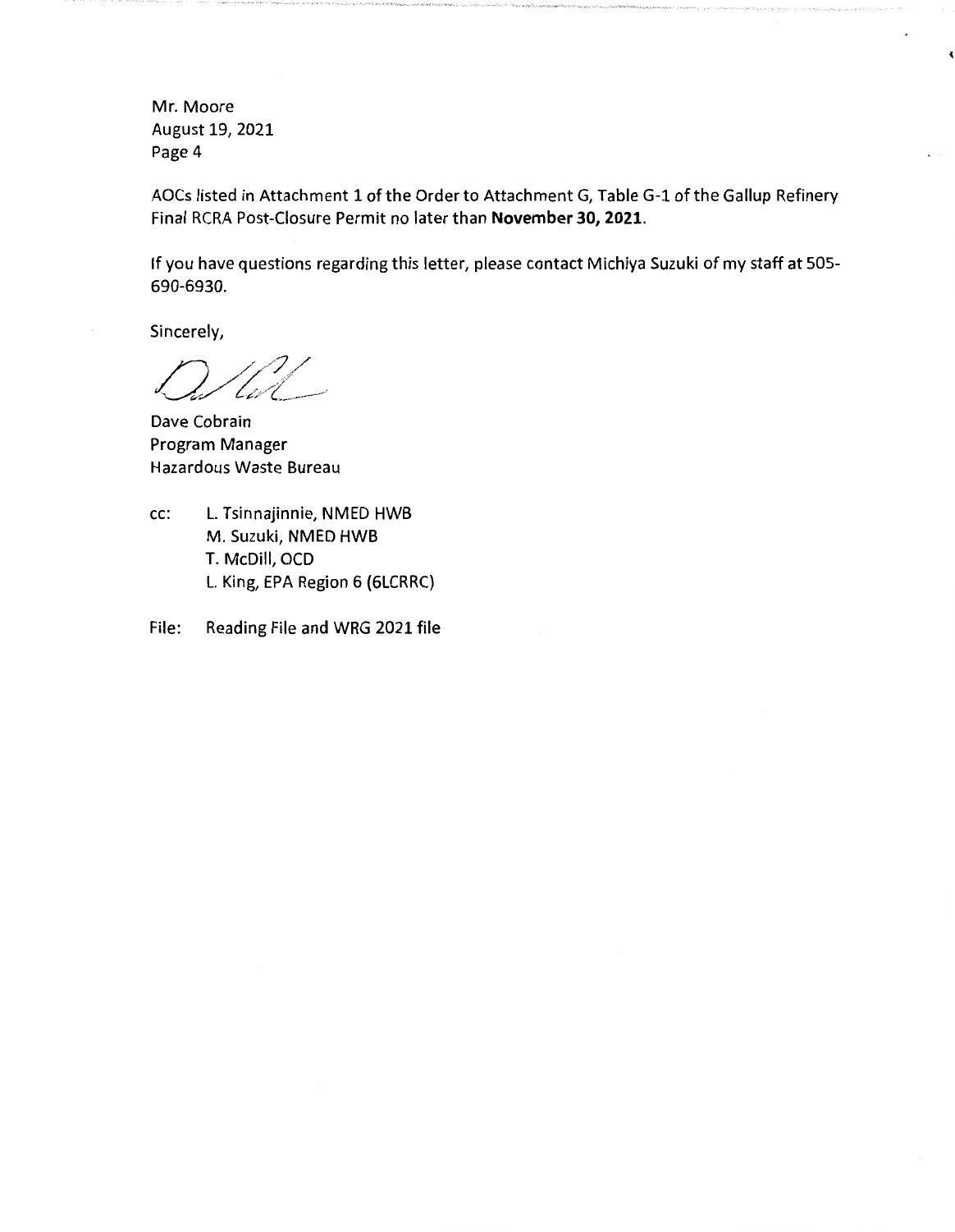Mr. Moore
August 19, 2021
Page 4

AOCs listed in Attachment 1 of the Order to Attachment G, Table G-1 of the Gallup Refinery Final RCRA Post-Closure Permit no later than **November 30, 2021**.

If you have questions regarding this letter, please contact Michiya Suzuki of my staff at 505-690-6930.

Sincerely,

Dave Cobrain
Program Manager
Hazardous Waste Bureau

cc: L. Tsinnajinnie, NMED HWB
M. Suzuki, NMED HWB
T. McDill, OCD
L. King, EPA Region 6 (6LCRRC)

File: Reading File and WRG 2021 file